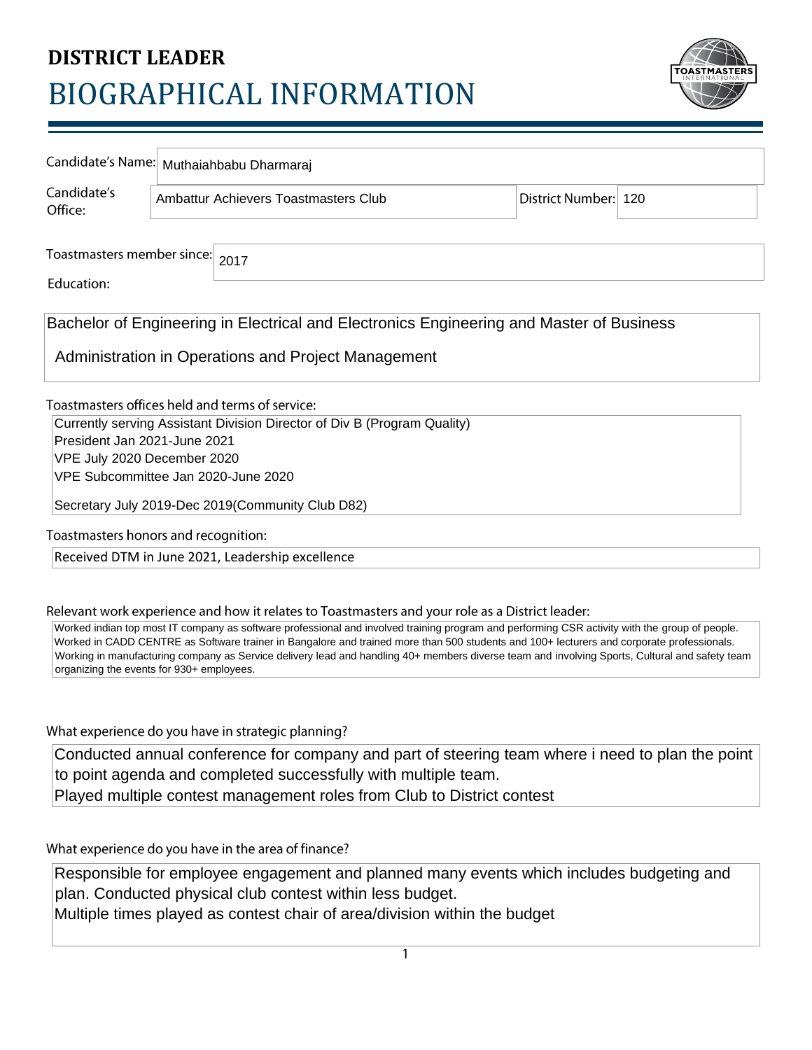# DISTRICT LEADER
# BIOGRAPHICAL INFORMATION

**Candidate's Name:** Muthaiahbabu Dharmaraj

**Candidate's Office:** Ambattur Achievers Toastmasters Club

**District Number:** 120

**Toastmasters member since:** 2017

**Education:**

Bachelor of Engineering in Electrical and Electronics Engineering and Master of Business Administration in Operations and Project Management

**Toastmasters offices held and terms of service:**

Currently serving Assistant Division Director of Div B (Program Quality)
President Jan 2021-June 2021
VPE July 2020 December 2020
VPE Subcommittee Jan 2020-June 2020

Secretary July 2019-Dec 2019(Community Club D82)

**Toastmasters honors and recognition:**

Received DTM in June 2021, Leadership excellence

**Relevant work experience and how it relates to Toastmasters and your role as a District leader:**

Worked indian top most IT company as software professional and involved training program and performing CSR activity with the group of people.
Worked in CADD CENTRE as Software trainer in Bangalore and trained more than 500 students and 100+ lecturers and corporate professionals.
Working in manufacturing company as Service delivery lead and handling 40+ members diverse team and involving Sports, Cultural and safety team organizing the events for 930+ employees.

**What experience do you have in strategic planning?**

Conducted annual conference for company and part of steering team where i need to plan the point to point agenda and completed successfully with multiple team.
Played multiple contest management roles from Club to District contest

**What experience do you have in the area of finance?**

Responsible for employee engagement and planned many events which includes budgeting and plan. Conducted physical club contest within less budget.
Multiple times played as contest chair of area/division within the budget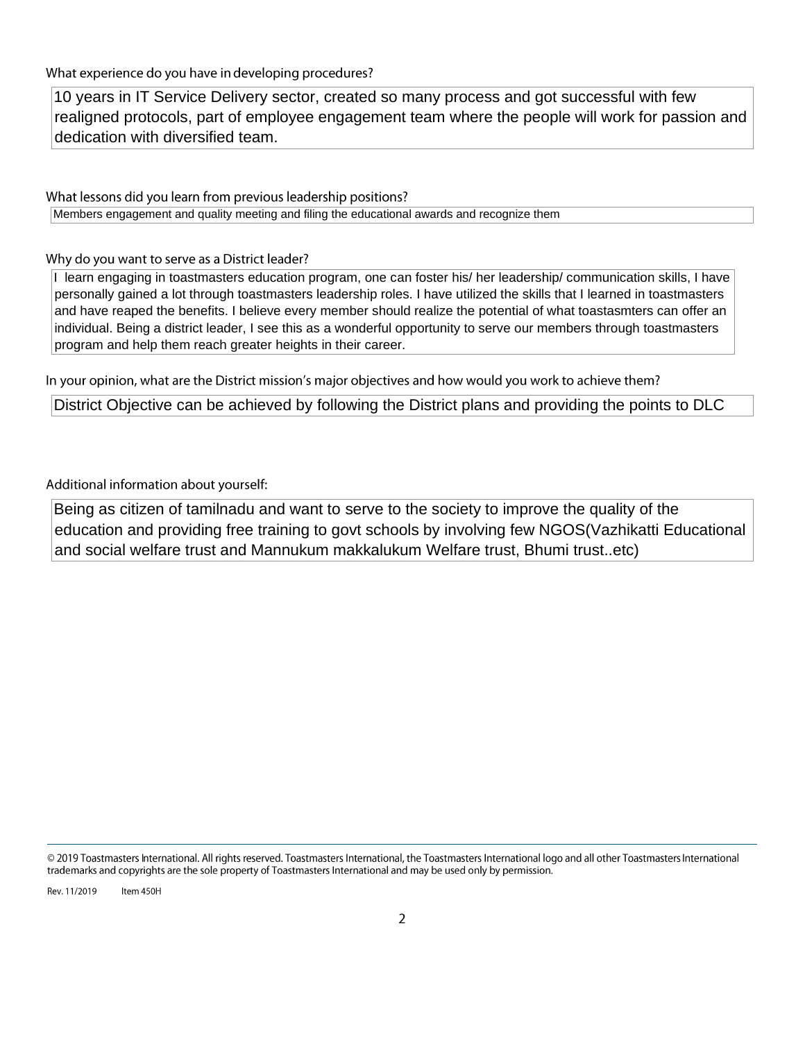What experience do you have in developing procedures?

10 years in IT Service Delivery sector, created so many process and got successful with few realigned protocols, part of employee engagement team where the people will work for passion and dedication with diversified team.

What lessons did you learn from previous leadership positions?

Members engagement and quality meeting and filing the educational awards and recognize them

Why do you want to serve as a District leader?

I learn engaging in toastmasters education program, one can foster his/ her leadership/ communication skills, I have personally gained a lot through toastmasters leadership roles. I have utilized the skills that I learned in toastmasters and have reaped the benefits. I believe every member should realize the potential of what toastasmters can offer an individual. Being a district leader, I see this as a wonderful opportunity to serve our members through toastmasters program and help them reach greater heights in their career.

In your opinion, what are the District mission's major objectives and how would you work to achieve them?

District Objective can be achieved by following the District plans and providing the points to DLC

Additional information about yourself:

Being as citizen of tamilnadu and want to serve to the society to improve the quality of the education and providing free training to govt schools by involving few NGOS(Vazhikatti Educational and social welfare trust and Mannukum makkalukum Welfare trust, Bhumi trust..etc)

© 2019 Toastmasters International. All rights reserved. Toastmasters International, the Toastmasters International logo and all other Toastmasters International trademarks and copyrights are the sole property of Toastmasters International and may be used only by permission.

Rev. 11/2019 Item 450H